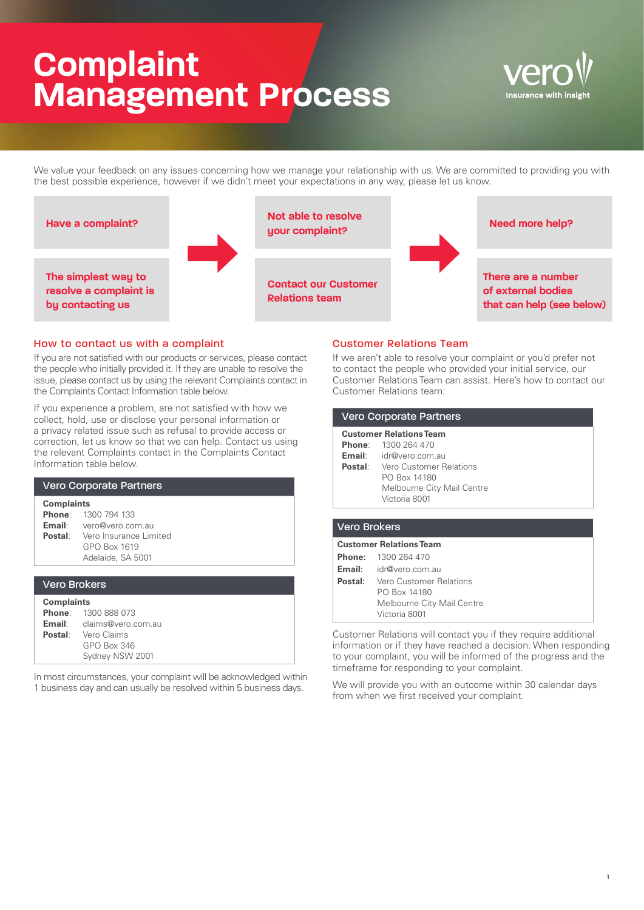# Complaint Management Process

vero — Insurance with insight

We value your feedback on any issues concerning how we manage your relationship with us. We are committed to providing you with the best possible experience, however if we didn't meet your expectations in any way, please let us know.

| Have a complaint? | → | Not able to resolve your complaint? | → | Need more help? |
|---|---|---|---|---|
| The simplest way to resolve a complaint is by contacting us | | Contact our Customer Relations team | | There are a number of external bodies that can help (see below) |

## How to contact us with a complaint

If you are not satisfied with our products or services, please contact the people who initially provided it. If they are unable to resolve the issue, please contact us by using the relevant Complaints contact in the Complaints Contact Information table below.

If you experience a problem, are not satisfied with how we collect, hold, use or disclose your personal information or a privacy related issue such as refusal to provide access or correction, let us know so that we can help. Contact us using the relevant Complaints contact in the Complaints Contact Information table below.

### Vero Corporate Partners

**Complaints**
**Phone**: 1300 794 133
**Email**: vero@vero.com.au
**Postal**: Vero Insurance Limited
GPO Box 1619
Adelaide, SA 5001

### Vero Brokers

**Complaints**
**Phone**: 1300 888 073
**Email**: claims@vero.com.au
**Postal**: Vero Claims
GPO Box 346
Sydney NSW 2001

In most circumstances, your complaint will be acknowledged within 1 business day and can usually be resolved within 5 business days.

## Customer Relations Team

If we aren't able to resolve your complaint or you'd prefer not to contact the people who provided your initial service, our Customer Relations Team can assist. Here's how to contact our Customer Relations team:

### Vero Corporate Partners

**Customer Relations Team**
**Phone**: 1300 264 470
**Email**: idr@vero.com.au
**Postal**: Vero Customer Relations
PO Box 14180
Melbourne City Mail Centre
Victoria 8001

### Vero Brokers

**Customer Relations Team**
**Phone:** 1300 264 470
**Email:** idr@vero.com.au
**Postal:** Vero Customer Relations
PO Box 14180
Melbourne City Mail Centre
Victoria 8001

Customer Relations will contact you if they require additional information or if they have reached a decision. When responding to your complaint, you will be informed of the progress and the timeframe for responding to your complaint.

We will provide you with an outcome within 30 calendar days from when we first received your complaint.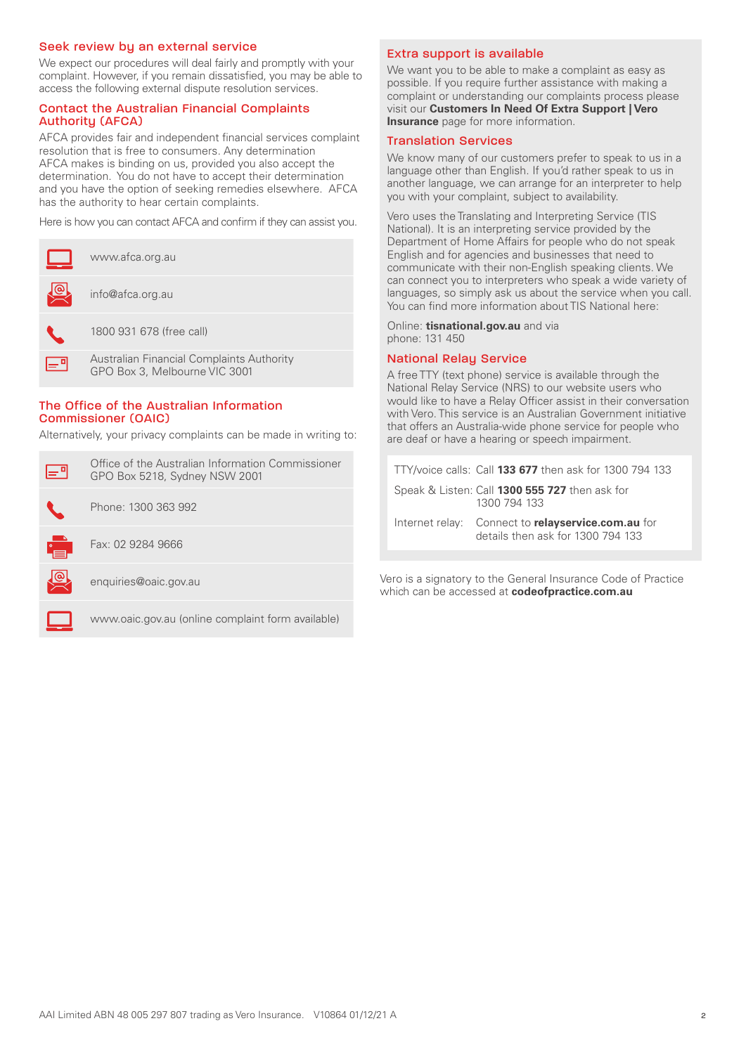## Seek review by an external service

We expect our procedures will deal fairly and promptly with your complaint. However, if you remain dissatisfied, you may be able to access the following external dispute resolution services.

### Contact the Australian Financial Complaints Authority (AFCA)

AFCA provides fair and independent financial services complaint resolution that is free to consumers. Any determination AFCA makes is binding on us, provided you also accept the determination. You do not have to accept their determination and you have the option of seeking remedies elsewhere. AFCA has the authority to hear certain complaints.

Here is how you can contact AFCA and confirm if they can assist you.

- www.afca.org.au
- info@afca.org.au
- 1800 931 678 (free call)
- Australian Financial Complaints Authority GPO Box 3, Melbourne VIC 3001

### The Office of the Australian Information Commissioner (OAIC)

Alternatively, your privacy complaints can be made in writing to:

- Office of the Australian Information Commissioner GPO Box 5218, Sydney NSW 2001
- Phone: 1300 363 992
- Fax: 02 9284 9666
- enquiries@oaic.gov.au
- www.oaic.gov.au (online complaint form available)

## Extra support is available

We want you to be able to make a complaint as easy as possible. If you require further assistance with making a complaint or understanding our complaints process please visit our **Customers In Need Of Extra Support | Vero Insurance** page for more information.

### Translation Services

We know many of our customers prefer to speak to us in a language other than English. If you'd rather speak to us in another language, we can arrange for an interpreter to help you with your complaint, subject to availability.

Vero uses the Translating and Interpreting Service (TIS National). It is an interpreting service provided by the Department of Home Affairs for people who do not speak English and for agencies and businesses that need to communicate with their non-English speaking clients. We can connect you to interpreters who speak a wide variety of languages, so simply ask us about the service when you call. You can find more information about TIS National here:

Online: **tisnational.gov.au** and via phone: 131 450

### National Relay Service

A free TTY (text phone) service is available through the National Relay Service (NRS) to our website users who would like to have a Relay Officer assist in their conversation with Vero. This service is an Australian Government initiative that offers an Australia-wide phone service for people who are deaf or have a hearing or speech impairment.

| | |
|---|---|
| TTY/voice calls: | Call **133 677** then ask for 1300 794 133 |
| Speak & Listen: | Call **1300 555 727** then ask for 1300 794 133 |
| Internet relay: | Connect to **relayservice.com.au** for details then ask for 1300 794 133 |

Vero is a signatory to the General Insurance Code of Practice which can be accessed at **codeofpractice.com.au**

AAI Limited ABN 48 005 297 807 trading as Vero Insurance. V10864 01/12/21 A